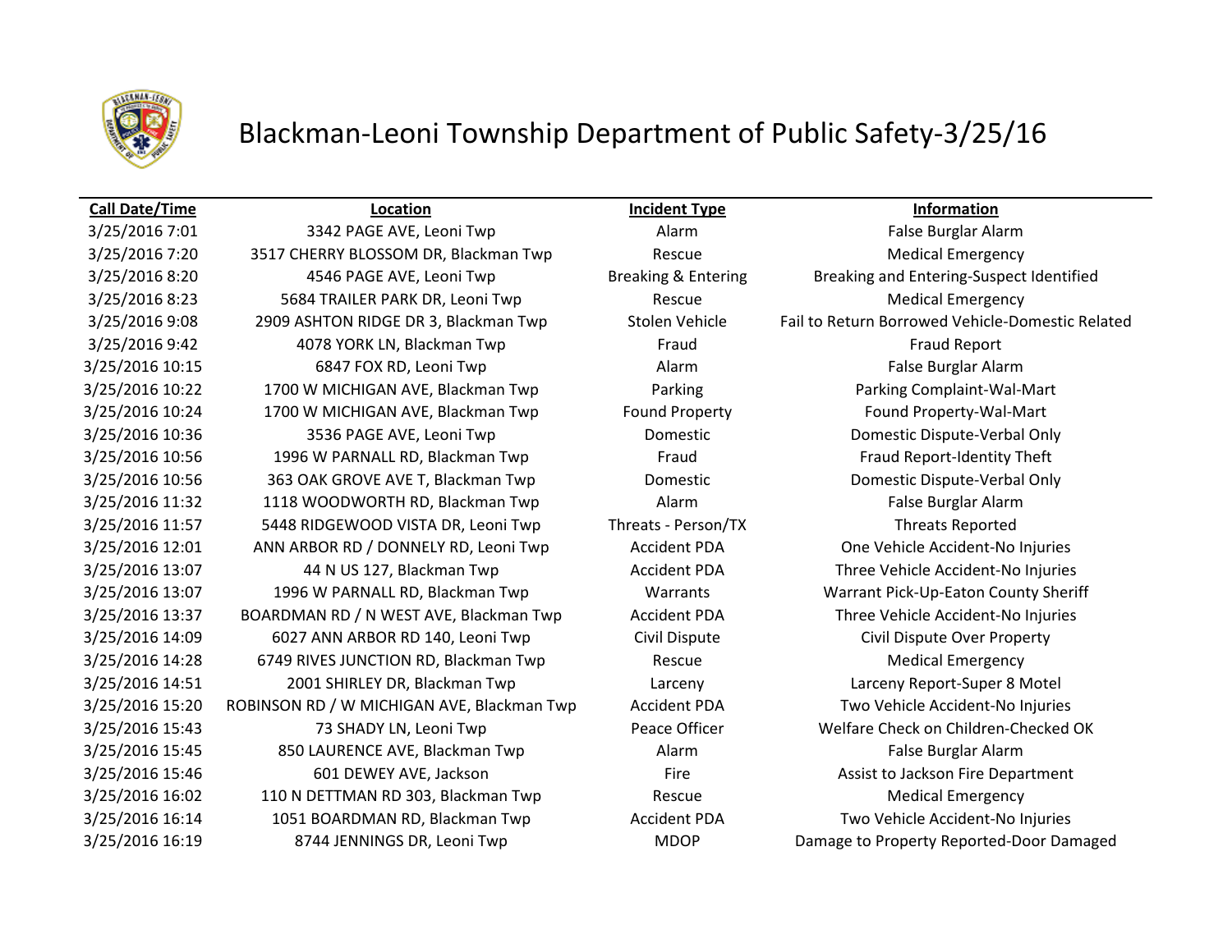# Blackman-Leoni Township Department of Public Safety-3/25/16

| Call Date/Time | Location | Incident Type | Information |
|---|---|---|---|
| 3/25/2016 7:01 | 3342 PAGE AVE, Leoni Twp | Alarm | False Burglar Alarm |
| 3/25/2016 7:20 | 3517 CHERRY BLOSSOM DR, Blackman Twp | Rescue | Medical Emergency |
| 3/25/2016 8:20 | 4546 PAGE AVE, Leoni Twp | Breaking & Entering | Breaking and Entering-Suspect Identified |
| 3/25/2016 8:23 | 5684 TRAILER PARK DR, Leoni Twp | Rescue | Medical Emergency |
| 3/25/2016 9:08 | 2909 ASHTON RIDGE DR 3, Blackman Twp | Stolen Vehicle | Fail to Return Borrowed Vehicle-Domestic Related |
| 3/25/2016 9:42 | 4078 YORK LN, Blackman Twp | Fraud | Fraud Report |
| 3/25/2016 10:15 | 6847 FOX RD, Leoni Twp | Alarm | False Burglar Alarm |
| 3/25/2016 10:22 | 1700 W MICHIGAN AVE, Blackman Twp | Parking | Parking Complaint-Wal-Mart |
| 3/25/2016 10:24 | 1700 W MICHIGAN AVE, Blackman Twp | Found Property | Found Property-Wal-Mart |
| 3/25/2016 10:36 | 3536 PAGE AVE, Leoni Twp | Domestic | Domestic Dispute-Verbal Only |
| 3/25/2016 10:56 | 1996 W PARNALL RD, Blackman Twp | Fraud | Fraud Report-Identity Theft |
| 3/25/2016 10:56 | 363 OAK GROVE AVE T, Blackman Twp | Domestic | Domestic Dispute-Verbal Only |
| 3/25/2016 11:32 | 1118 WOODWORTH RD, Blackman Twp | Alarm | False Burglar Alarm |
| 3/25/2016 11:57 | 5448 RIDGEWOOD VISTA DR, Leoni Twp | Threats - Person/TX | Threats Reported |
| 3/25/2016 12:01 | ANN ARBOR RD / DONNELY RD, Leoni Twp | Accident PDA | One Vehicle Accident-No Injuries |
| 3/25/2016 13:07 | 44 N US 127, Blackman Twp | Accident PDA | Three Vehicle Accident-No Injuries |
| 3/25/2016 13:07 | 1996 W PARNALL RD, Blackman Twp | Warrants | Warrant Pick-Up-Eaton County Sheriff |
| 3/25/2016 13:37 | BOARDMAN RD / N WEST AVE, Blackman Twp | Accident PDA | Three Vehicle Accident-No Injuries |
| 3/25/2016 14:09 | 6027 ANN ARBOR RD 140, Leoni Twp | Civil Dispute | Civil Dispute Over Property |
| 3/25/2016 14:28 | 6749 RIVES JUNCTION RD, Blackman Twp | Rescue | Medical Emergency |
| 3/25/2016 14:51 | 2001 SHIRLEY DR, Blackman Twp | Larceny | Larceny Report-Super 8 Motel |
| 3/25/2016 15:20 | ROBINSON RD / W MICHIGAN AVE, Blackman Twp | Accident PDA | Two Vehicle Accident-No Injuries |
| 3/25/2016 15:43 | 73 SHADY LN, Leoni Twp | Peace Officer | Welfare Check on Children-Checked OK |
| 3/25/2016 15:45 | 850 LAURENCE AVE, Blackman Twp | Alarm | False Burglar Alarm |
| 3/25/2016 15:46 | 601 DEWEY AVE, Jackson | Fire | Assist to Jackson Fire Department |
| 3/25/2016 16:02 | 110 N DETTMAN RD 303, Blackman Twp | Rescue | Medical Emergency |
| 3/25/2016 16:14 | 1051 BOARDMAN RD, Blackman Twp | Accident PDA | Two Vehicle Accident-No Injuries |
| 3/25/2016 16:19 | 8744 JENNINGS DR, Leoni Twp | MDOP | Damage to Property Reported-Door Damaged |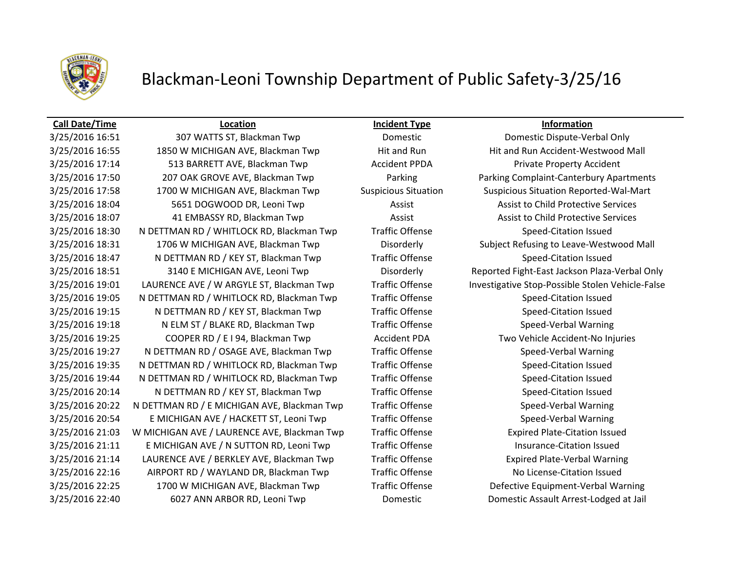# Blackman-Leoni Township Department of Public Safety-3/25/16

| Call Date/Time | Location | Incident Type | Information |
|---|---|---|---|
| 3/25/2016 16:51 | 307 WATTS ST, Blackman Twp | Domestic | Domestic Dispute-Verbal Only |
| 3/25/2016 16:55 | 1850 W MICHIGAN AVE, Blackman Twp | Hit and Run | Hit and Run Accident-Westwood Mall |
| 3/25/2016 17:14 | 513 BARRETT AVE, Blackman Twp | Accident PPDA | Private Property Accident |
| 3/25/2016 17:50 | 207 OAK GROVE AVE, Blackman Twp | Parking | Parking Complaint-Canterbury Apartments |
| 3/25/2016 17:58 | 1700 W MICHIGAN AVE, Blackman Twp | Suspicious Situation | Suspicious Situation Reported-Wal-Mart |
| 3/25/2016 18:04 | 5651 DOGWOOD DR, Leoni Twp | Assist | Assist to Child Protective Services |
| 3/25/2016 18:07 | 41 EMBASSY RD, Blackman Twp | Assist | Assist to Child Protective Services |
| 3/25/2016 18:30 | N DETTMAN RD / WHITLOCK RD, Blackman Twp | Traffic Offense | Speed-Citation Issued |
| 3/25/2016 18:31 | 1706 W MICHIGAN AVE, Blackman Twp | Disorderly | Subject Refusing to Leave-Westwood Mall |
| 3/25/2016 18:47 | N DETTMAN RD / KEY ST, Blackman Twp | Traffic Offense | Speed-Citation Issued |
| 3/25/2016 18:51 | 3140 E MICHIGAN AVE, Leoni Twp | Disorderly | Reported Fight-East Jackson Plaza-Verbal Only |
| 3/25/2016 19:01 | LAURENCE AVE / W ARGYLE ST, Blackman Twp | Traffic Offense | Investigative Stop-Possible Stolen Vehicle-False |
| 3/25/2016 19:05 | N DETTMAN RD / WHITLOCK RD, Blackman Twp | Traffic Offense | Speed-Citation Issued |
| 3/25/2016 19:15 | N DETTMAN RD / KEY ST, Blackman Twp | Traffic Offense | Speed-Citation Issued |
| 3/25/2016 19:18 | N ELM ST / BLAKE RD, Blackman Twp | Traffic Offense | Speed-Verbal Warning |
| 3/25/2016 19:25 | COOPER RD / E I 94, Blackman Twp | Accident PDA | Two Vehicle Accident-No Injuries |
| 3/25/2016 19:27 | N DETTMAN RD / OSAGE AVE, Blackman Twp | Traffic Offense | Speed-Verbal Warning |
| 3/25/2016 19:35 | N DETTMAN RD / WHITLOCK RD, Blackman Twp | Traffic Offense | Speed-Citation Issued |
| 3/25/2016 19:44 | N DETTMAN RD / WHITLOCK RD, Blackman Twp | Traffic Offense | Speed-Citation Issued |
| 3/25/2016 20:14 | N DETTMAN RD / KEY ST, Blackman Twp | Traffic Offense | Speed-Citation Issued |
| 3/25/2016 20:22 | N DETTMAN RD / E MICHIGAN AVE, Blackman Twp | Traffic Offense | Speed-Verbal Warning |
| 3/25/2016 20:54 | E MICHIGAN AVE / HACKETT ST, Leoni Twp | Traffic Offense | Speed-Verbal Warning |
| 3/25/2016 21:03 | W MICHIGAN AVE / LAURENCE AVE, Blackman Twp | Traffic Offense | Expired Plate-Citation Issued |
| 3/25/2016 21:11 | E MICHIGAN AVE / N SUTTON RD, Leoni Twp | Traffic Offense | Insurance-Citation Issued |
| 3/25/2016 21:14 | LAURENCE AVE / BERKLEY AVE, Blackman Twp | Traffic Offense | Expired Plate-Verbal Warning |
| 3/25/2016 22:16 | AIRPORT RD / WAYLAND DR, Blackman Twp | Traffic Offense | No License-Citation Issued |
| 3/25/2016 22:25 | 1700 W MICHIGAN AVE, Blackman Twp | Traffic Offense | Defective Equipment-Verbal Warning |
| 3/25/2016 22:40 | 6027 ANN ARBOR RD, Leoni Twp | Domestic | Domestic Assault Arrest-Lodged at Jail |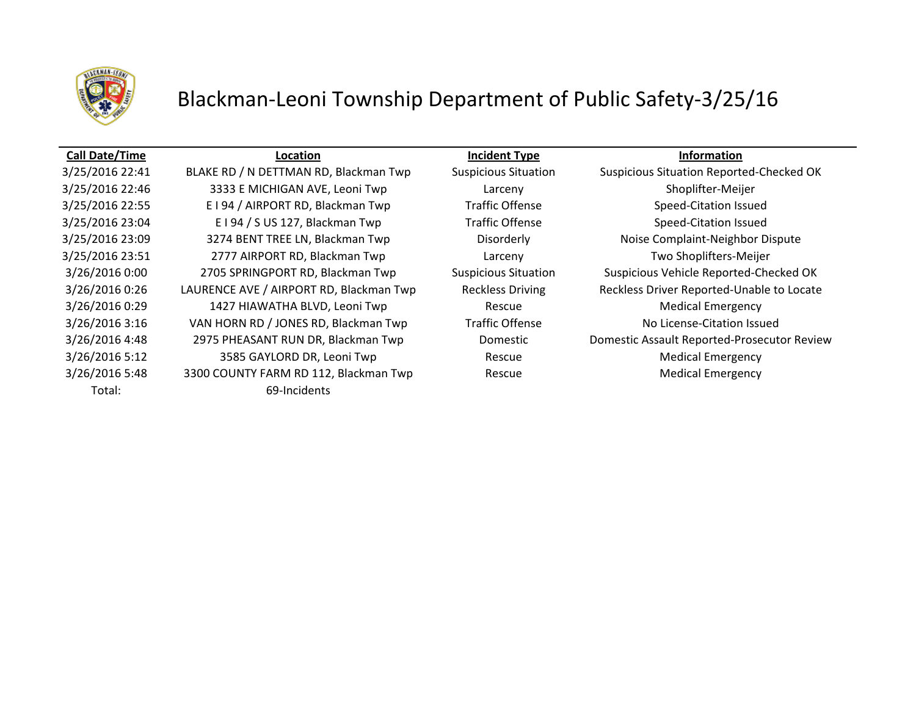# Blackman-Leoni Township Department of Public Safety-3/25/16

| Call Date/Time | Location | Incident Type | Information |
|---|---|---|---|
| 3/25/2016 22:41 | BLAKE RD / N DETTMAN RD, Blackman Twp | Suspicious Situation | Suspicious Situation Reported-Checked OK |
| 3/25/2016 22:46 | 3333 E MICHIGAN AVE, Leoni Twp | Larceny | Shoplifter-Meijer |
| 3/25/2016 22:55 | E I 94 / AIRPORT RD, Blackman Twp | Traffic Offense | Speed-Citation Issued |
| 3/25/2016 23:04 | E I 94 / S US 127, Blackman Twp | Traffic Offense | Speed-Citation Issued |
| 3/25/2016 23:09 | 3274 BENT TREE LN, Blackman Twp | Disorderly | Noise Complaint-Neighbor Dispute |
| 3/25/2016 23:51 | 2777 AIRPORT RD, Blackman Twp | Larceny | Two Shoplifters-Meijer |
| 3/26/2016 0:00 | 2705 SPRINGPORT RD, Blackman Twp | Suspicious Situation | Suspicious Vehicle Reported-Checked OK |
| 3/26/2016 0:26 | LAURENCE AVE / AIRPORT RD, Blackman Twp | Reckless Driving | Reckless Driver Reported-Unable to Locate |
| 3/26/2016 0:29 | 1427 HIAWATHA BLVD, Leoni Twp | Rescue | Medical Emergency |
| 3/26/2016 3:16 | VAN HORN RD / JONES RD, Blackman Twp | Traffic Offense | No License-Citation Issued |
| 3/26/2016 4:48 | 2975 PHEASANT RUN DR, Blackman Twp | Domestic | Domestic Assault Reported-Prosecutor Review |
| 3/26/2016 5:12 | 3585 GAYLORD DR, Leoni Twp | Rescue | Medical Emergency |
| 3/26/2016 5:48 | 3300 COUNTY FARM RD 112, Blackman Twp | Rescue | Medical Emergency |
| Total: | 69-Incidents | | |